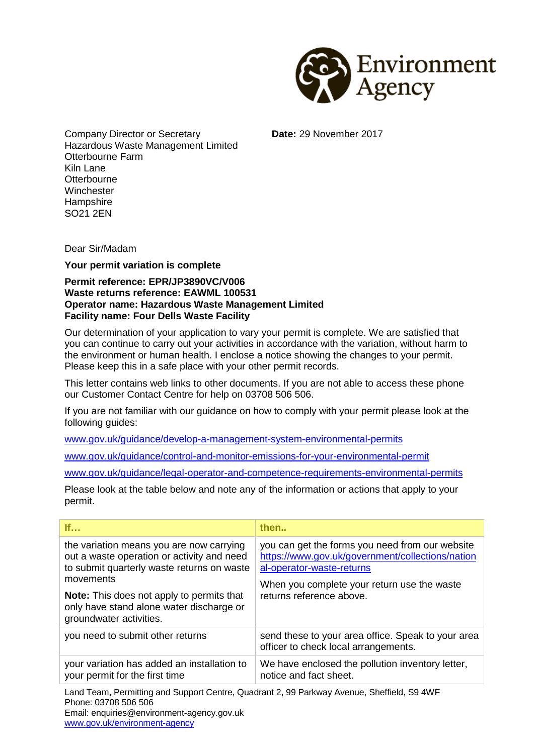Environment Agency

Company Director or Secretary
Hazardous Waste Management Limited
Otterbourne Farm
Kiln Lane
Otterbourne
Winchester
Hampshire
SO21 2EN

**Date:** 29 November 2017

Dear Sir/Madam

**Your permit variation is complete**

**Permit reference: EPR/JP3890VC/V006**
**Waste returns reference: EAWML 100531**
**Operator name: Hazardous Waste Management Limited**
**Facility name: Four Dells Waste Facility**

Our determination of your application to vary your permit is complete. We are satisfied that you can continue to carry out your activities in accordance with the variation, without harm to the environment or human health. I enclose a notice showing the changes to your permit. Please keep this in a safe place with your other permit records.

This letter contains web links to other documents. If you are not able to access these phone our Customer Contact Centre for help on 03708 506 506.

If you are not familiar with our guidance on how to comply with your permit please look at the following guides:

www.gov.uk/guidance/develop-a-management-system-environmental-permits

www.gov.uk/guidance/control-and-monitor-emissions-for-your-environmental-permit

www.gov.uk/guidance/legal-operator-and-competence-requirements-environmental-permits

Please look at the table below and note any of the information or actions that apply to your permit.

| If… | then.. |
|---|---|
| the variation means you are now carrying out a waste operation or activity and need to submit quarterly waste returns on waste movements<br><br>**Note:** This does not apply to permits that only have stand alone water discharge or groundwater activities. | you can get the forms you need from our website https://www.gov.uk/government/collections/national-operator-waste-returns<br><br>When you complete your return use the waste returns reference above. |
| you need to submit other returns | send these to your area office. Speak to your area officer to check local arrangements. |
| your variation has added an installation to your permit for the first time | We have enclosed the pollution inventory letter, notice and fact sheet. |

Land Team, Permitting and Support Centre, Quadrant 2, 99 Parkway Avenue, Sheffield, S9 4WF
Phone: 03708 506 506
Email: enquiries@environment-agency.gov.uk
www.gov.uk/environment-agency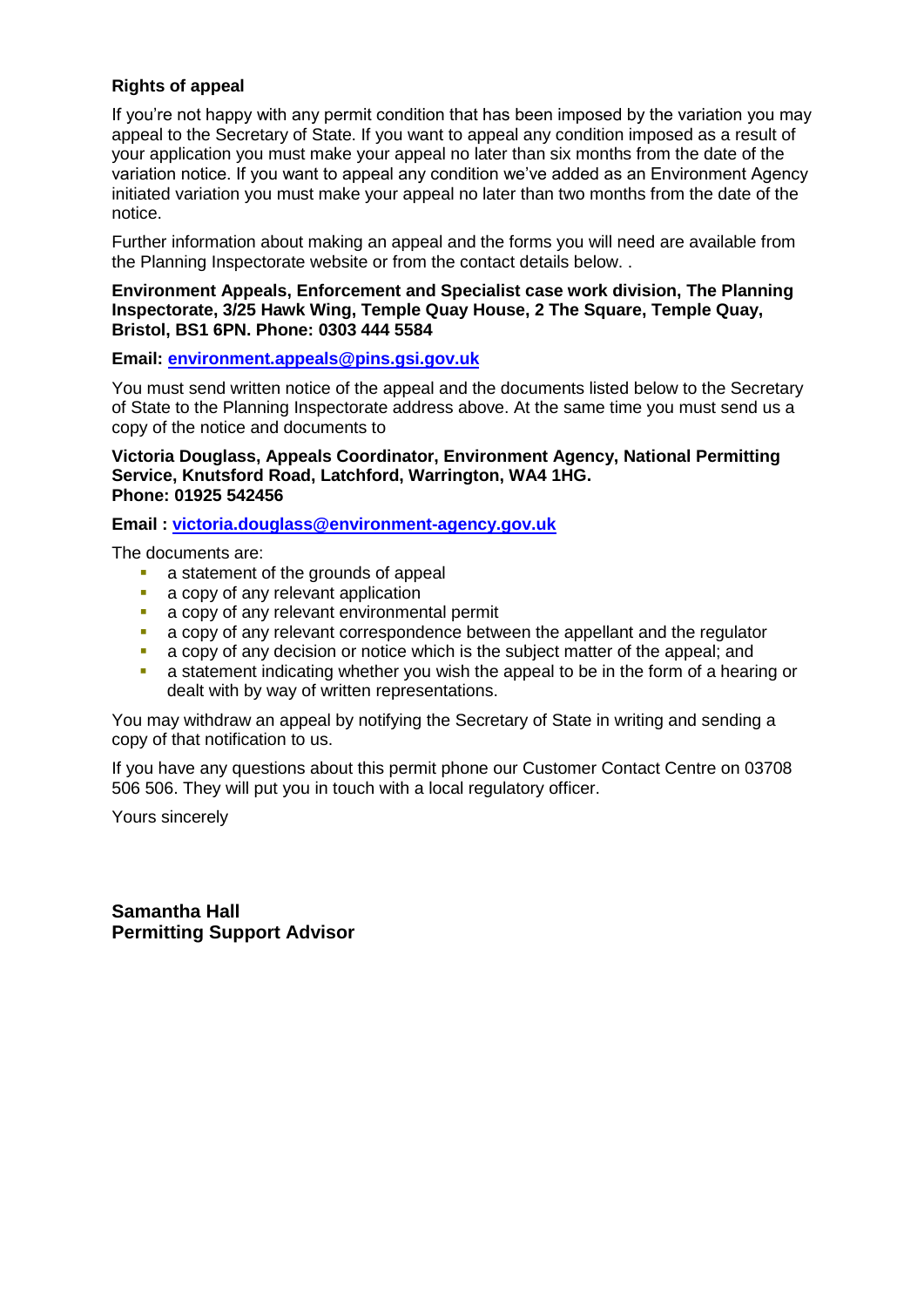**Rights of appeal**

If you're not happy with any permit condition that has been imposed by the variation you may appeal to the Secretary of State. If you want to appeal any condition imposed as a result of your application you must make your appeal no later than six months from the date of the variation notice. If you want to appeal any condition we've added as an Environment Agency initiated variation you must make your appeal no later than two months from the date of the notice.

Further information about making an appeal and the forms you will need are available from the Planning Inspectorate website or from the contact details below. .

**Environment Appeals, Enforcement and Specialist case work division, The Planning Inspectorate, 3/25 Hawk Wing, Temple Quay House, 2 The Square, Temple Quay, Bristol, BS1 6PN. Phone: 0303 444 5584**

**Email: environment.appeals@pins.gsi.gov.uk**

You must send written notice of the appeal and the documents listed below to the Secretary of State to the Planning Inspectorate address above. At the same time you must send us a copy of the notice and documents to

**Victoria Douglass, Appeals Coordinator, Environment Agency, National Permitting Service, Knutsford Road, Latchford, Warrington, WA4 1HG.**
**Phone: 01925 542456**

**Email : victoria.douglass@environment-agency.gov.uk**

The documents are:

- a statement of the grounds of appeal
- a copy of any relevant application
- a copy of any relevant environmental permit
- a copy of any relevant correspondence between the appellant and the regulator
- a copy of any decision or notice which is the subject matter of the appeal; and
- a statement indicating whether you wish the appeal to be in the form of a hearing or dealt with by way of written representations.

You may withdraw an appeal by notifying the Secretary of State in writing and sending a copy of that notification to us.

If you have any questions about this permit phone our Customer Contact Centre on 03708 506 506. They will put you in touch with a local regulatory officer.

Yours sincerely

**Samantha Hall**
**Permitting Support Advisor**